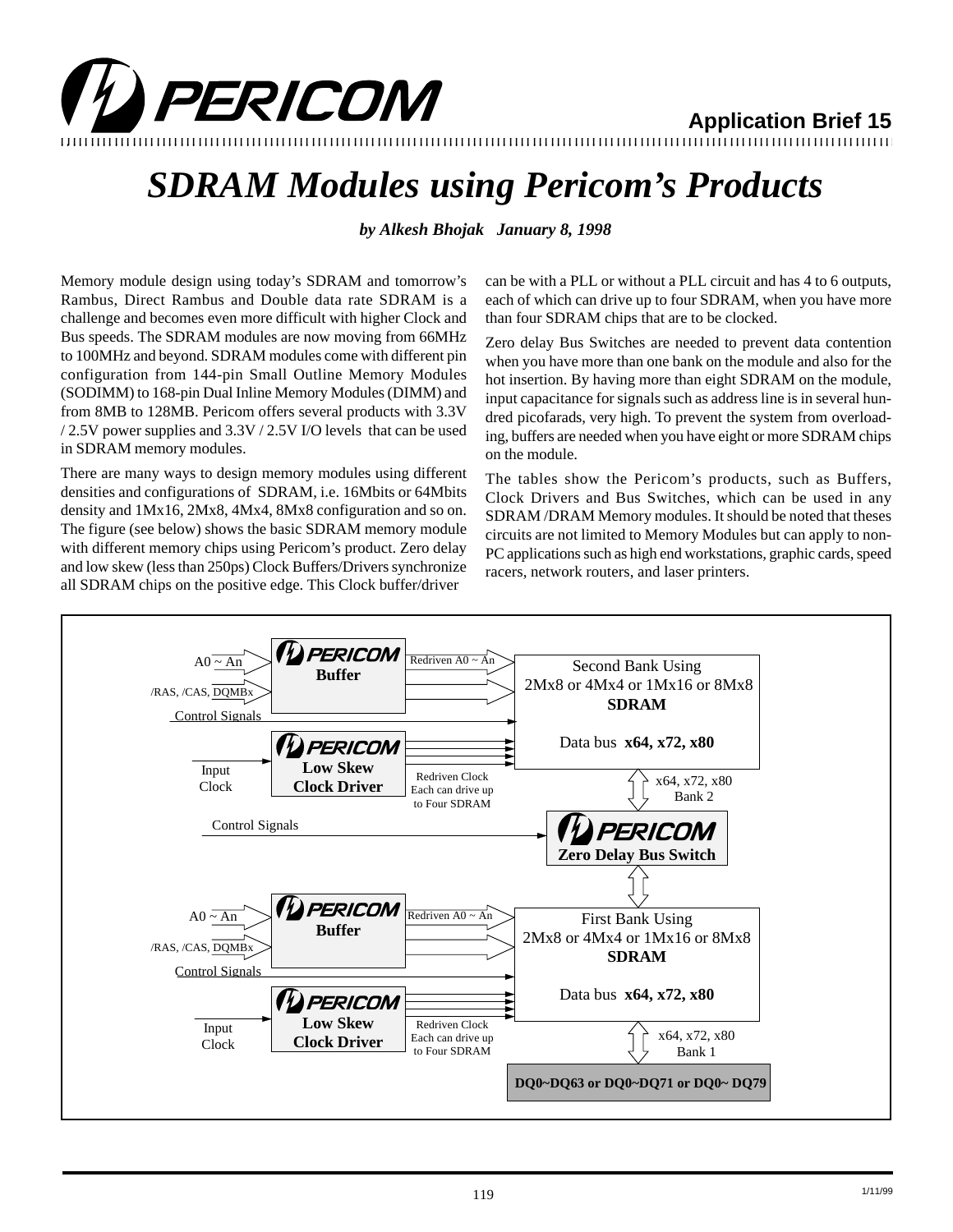Application Brief 15

# SDRAM Modules using Pericom's Products

***by Alkesh Bhojak January 8, 1998***

Memory module design using today's SDRAM and tomorrow's Rambus, Direct Rambus and Double data rate SDRAM is a challenge and becomes even more difficult with higher Clock and Bus speeds. The SDRAM modules are now moving from 66MHz to 100MHz and beyond. SDRAM modules come with different pin configuration from 144-pin Small Outline Memory Modules (SODIMM) to 168-pin Dual Inline Memory Modules (DIMM) and from 8MB to 128MB. Pericom offers several products with 3.3V / 2.5V power supplies and 3.3V / 2.5V I/O levels that can be used in SDRAM memory modules.

There are many ways to design memory modules using different densities and configurations of SDRAM, i.e. 16Mbits or 64Mbits density and 1Mx16, 2Mx8, 4Mx4, 8Mx8 configuration and so on. The figure (see below) shows the basic SDRAM memory module with different memory chips using Pericom's product. Zero delay and low skew (less than 250ps) Clock Buffers/Drivers synchronize all SDRAM chips on the positive edge. This Clock buffer/driver can be with a PLL or without a PLL circuit and has 4 to 6 outputs, each of which can drive up to four SDRAM, when you have more than four SDRAM chips that are to be clocked.

Zero delay Bus Switches are needed to prevent data contention when you have more than one bank on the module and also for the hot insertion. By having more than eight SDRAM on the module, input capacitance for signals such as address line is in several hundred picofarads, very high. To prevent the system from overloading, buffers are needed when you have eight or more SDRAM chips on the module.

The tables show the Pericom's products, such as Buffers, Clock Drivers and Bus Switches, which can be used in any SDRAM /DRAM Memory modules. It should be noted that theses circuits are not limited to Memory Modules but can apply to non-PC applications such as high end workstations, graphic cards, speed racers, network routers, and laser printers.

A0 ~ An | /RAS, /CAS, DQMBx | Control Signals | PERICOM Buffer | Redriven A0 ~ An | Second Bank Using 2Mx8 or 4Mx4 or 1Mx16 or 8Mx8 **SDRAM** | Data bus **x64, x72, x80** | Input Clock | PERICOM Low Skew Clock Driver | Redriven Clock Each can drive up to Four SDRAM | x64, x72, x80 Bank 2 | Control Signals | PERICOM Zero Delay Bus Switch

A0 ~ An | /RAS, /CAS, DQMBx | Control Signals | PERICOM Buffer | Redriven A0 ~ An | First Bank Using 2Mx8 or 4Mx4 or 1Mx16 or 8Mx8 **SDRAM** | Data bus **x64, x72, x80** | Input Clock | PERICOM Low Skew Clock Driver | Redriven Clock Each can drive up to Four SDRAM | x64, x72, x80 Bank 1 | **DQ0~DQ63 or DQ0~DQ71 or DQ0~ DQ79**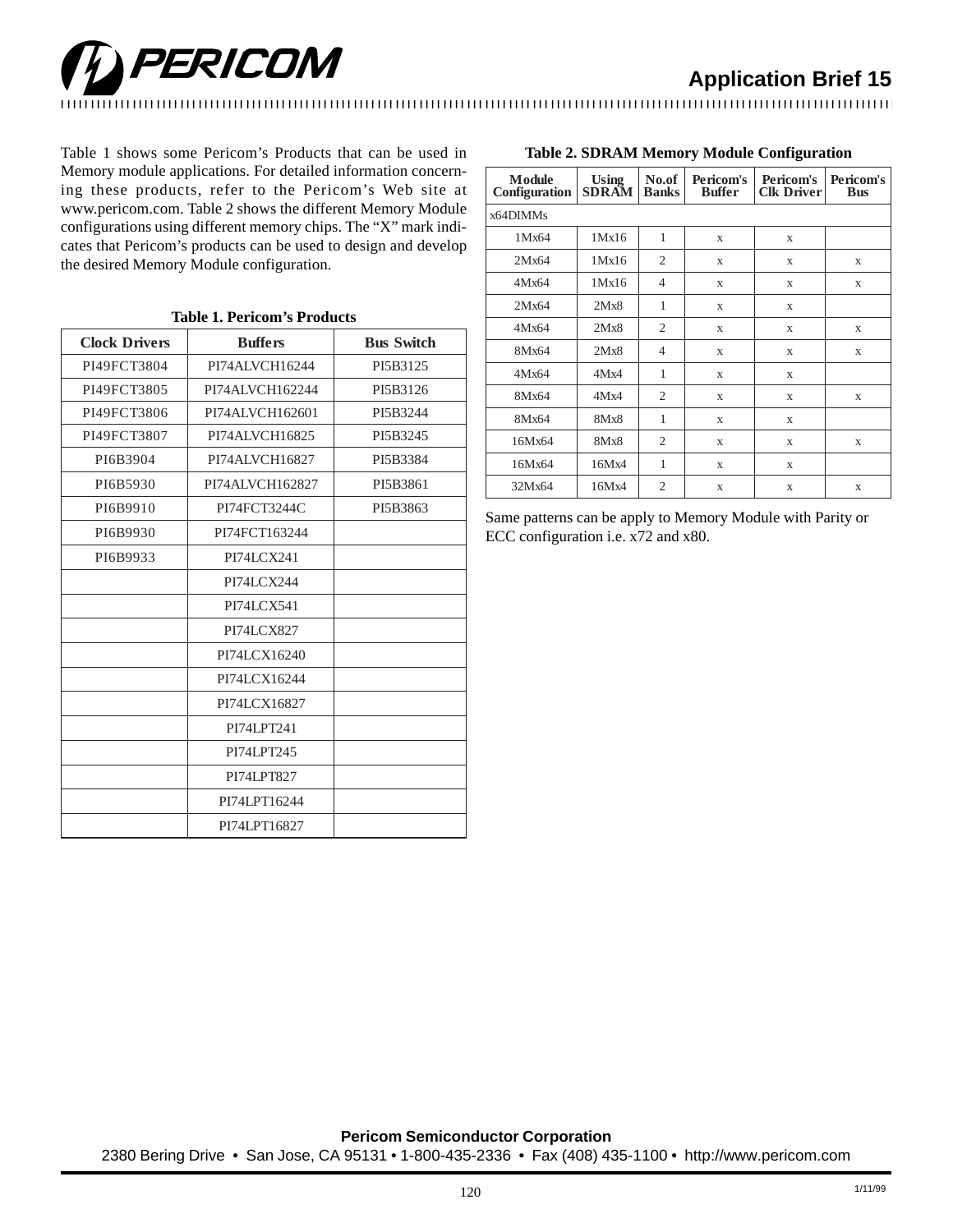Table 1 shows some Pericom's Products that can be used in Memory module applications. For detailed information concerning these products, refer to the Pericom's Web site at www.pericom.com. Table 2 shows the different Memory Module configurations using different memory chips. The "X" mark indicates that Pericom's products can be used to design and develop the desired Memory Module configuration.

**Table 1. Pericom's Products**

| Clock Drivers | Buffers | Bus Switch |
|---|---|---|
| PI49FCT3804 | PI74ALVCH16244 | PI5B3125 |
| PI49FCT3805 | PI74ALVCH162244 | PI5B3126 |
| PI49FCT3806 | PI74ALVCH162601 | PI5B3244 |
| PI49FCT3807 | PI74ALVCH16825 | PI5B3245 |
| PI6B3904 | PI74ALVCH16827 | PI5B3384 |
| PI6B5930 | PI74ALVCH162827 | PI5B3861 |
| PI6B9910 | PI74FCT3244C | PI5B3863 |
| PI6B9930 | PI74FCT163244 | |
| PI6B9933 | PI74LCX241 | |
| | PI74LCX244 | |
| | PI74LCX541 | |
| | PI74LCX827 | |
| | PI74LCX16240 | |
| | PI74LCX16244 | |
| | PI74LCX16827 | |
| | PI74LPT241 | |
| | PI74LPT245 | |
| | PI74LPT827 | |
| | PI74LPT16244 | |
| | PI74LPT16827 | |

**Table 2. SDRAM Memory Module Configuration**

| Module Configuration | Using SDRAM | No.of Banks | Pericom's Buffer | Pericom's Clk Driver | Pericom's Bus |
|---|---|---|---|---|---|
| x64DIMMs | | | | | |
| 1Mx64 | 1Mx16 | 1 | x | x | |
| 2Mx64 | 1Mx16 | 2 | x | x | x |
| 4Mx64 | 1Mx16 | 4 | x | x | x |
| 2Mx64 | 2Mx8 | 1 | x | x | |
| 4Mx64 | 2Mx8 | 2 | x | x | x |
| 8Mx64 | 2Mx8 | 4 | x | x | x |
| 4Mx64 | 4Mx4 | 1 | x | x | |
| 8Mx64 | 4Mx4 | 2 | x | x | x |
| 8Mx64 | 8Mx8 | 1 | x | x | |
| 16Mx64 | 8Mx8 | 2 | x | x | x |
| 16Mx64 | 16Mx4 | 1 | x | x | |
| 32Mx64 | 16Mx4 | 2 | x | x | x |

Same patterns can be apply to Memory Module with Parity or ECC configuration i.e. x72 and x80.

**Pericom Semiconductor Corporation**

2380 Bering Drive • San Jose, CA 95131 • 1-800-435-2336 • Fax (408) 435-1100 • http://www.pericom.com